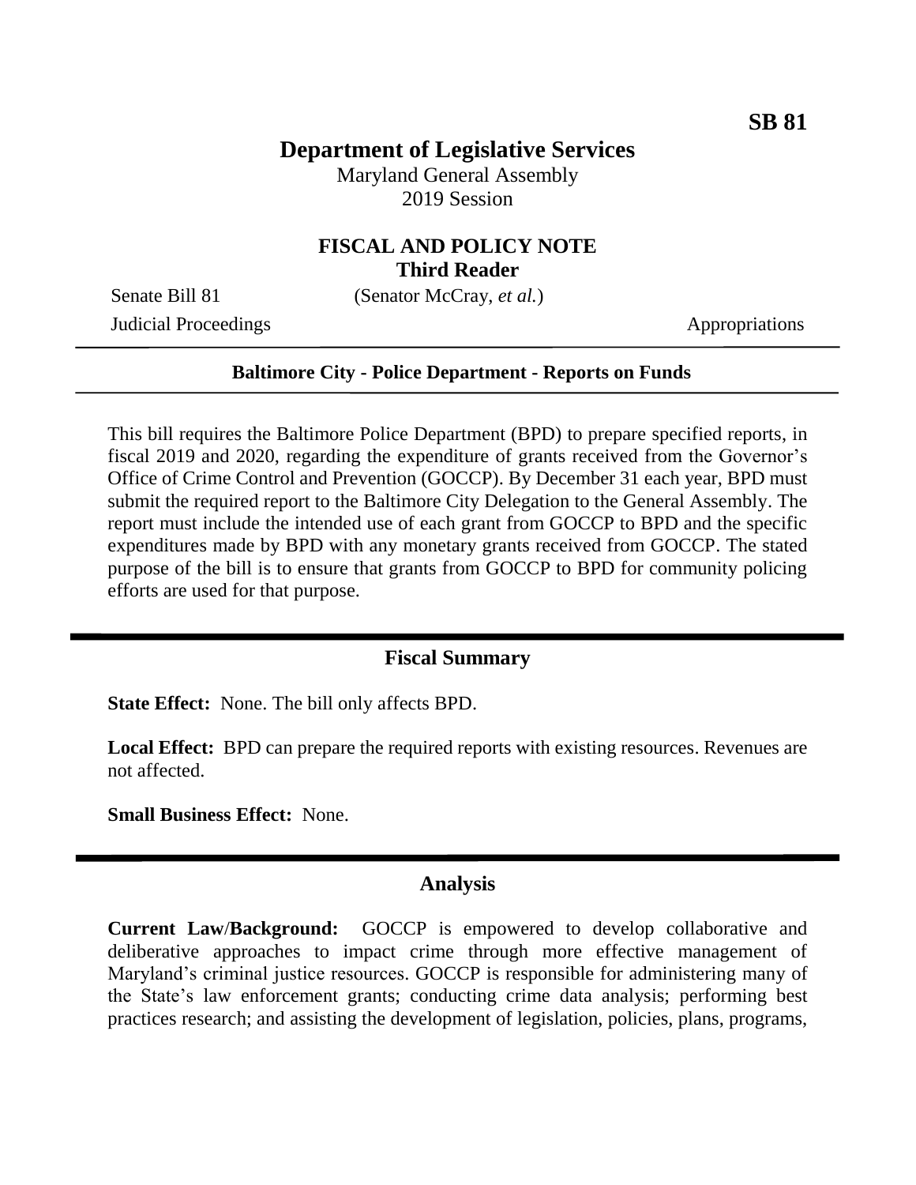**SB 81**

# Department of Legislative Services

Maryland General Assembly
2019 Session

## FISCAL AND POLICY NOTE
**Third Reader**

Senate Bill 81 (Senator McCray, *et al.*)

Judicial Proceedings Appropriations

---

**Baltimore City - Police Department - Reports on Funds**

---

This bill requires the Baltimore Police Department (BPD) to prepare specified reports, in fiscal 2019 and 2020, regarding the expenditure of grants received from the Governor's Office of Crime Control and Prevention (GOCCP). By December 31 each year, BPD must submit the required report to the Baltimore City Delegation to the General Assembly. The report must include the intended use of each grant from GOCCP to BPD and the specific expenditures made by BPD with any monetary grants received from GOCCP. The stated purpose of the bill is to ensure that grants from GOCCP to BPD for community policing efforts are used for that purpose.

## Fiscal Summary

**State Effect:** None. The bill only affects BPD.

**Local Effect:** BPD can prepare the required reports with existing resources. Revenues are not affected.

**Small Business Effect:** None.

## Analysis

**Current Law/Background:** GOCCP is empowered to develop collaborative and deliberative approaches to impact crime through more effective management of Maryland's criminal justice resources. GOCCP is responsible for administering many of the State's law enforcement grants; conducting crime data analysis; performing best practices research; and assisting the development of legislation, policies, plans, programs,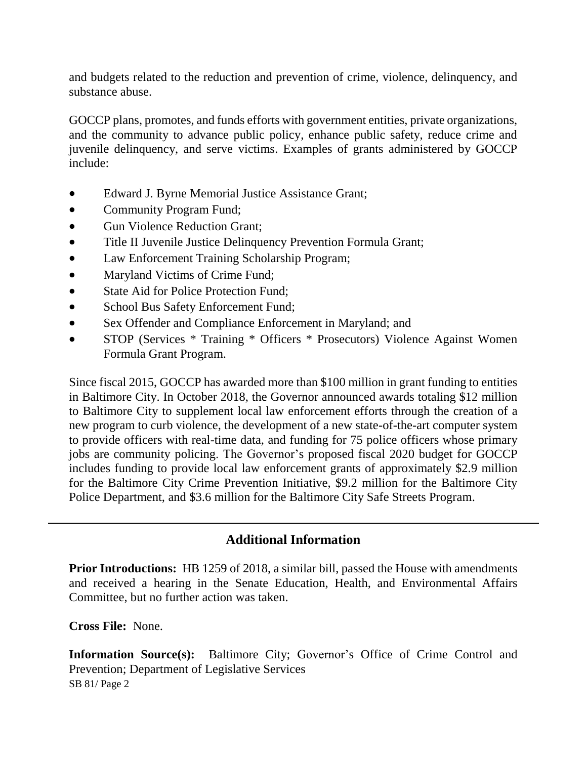and budgets related to the reduction and prevention of crime, violence, delinquency, and substance abuse.

GOCCP plans, promotes, and funds efforts with government entities, private organizations, and the community to advance public policy, enhance public safety, reduce crime and juvenile delinquency, and serve victims. Examples of grants administered by GOCCP include:

- Edward J. Byrne Memorial Justice Assistance Grant;
- Community Program Fund;
- Gun Violence Reduction Grant;
- Title II Juvenile Justice Delinquency Prevention Formula Grant;
- Law Enforcement Training Scholarship Program;
- Maryland Victims of Crime Fund;
- State Aid for Police Protection Fund;
- School Bus Safety Enforcement Fund;
- Sex Offender and Compliance Enforcement in Maryland; and
- STOP (Services * Training * Officers * Prosecutors) Violence Against Women Formula Grant Program.

Since fiscal 2015, GOCCP has awarded more than $100 million in grant funding to entities in Baltimore City. In October 2018, the Governor announced awards totaling $12 million to Baltimore City to supplement local law enforcement efforts through the creation of a new program to curb violence, the development of a new state-of-the-art computer system to provide officers with real-time data, and funding for 75 police officers whose primary jobs are community policing. The Governor's proposed fiscal 2020 budget for GOCCP includes funding to provide local law enforcement grants of approximately $2.9 million for the Baltimore City Crime Prevention Initiative, $9.2 million for the Baltimore City Police Department, and $3.6 million for the Baltimore City Safe Streets Program.

---

## Additional Information

**Prior Introductions:** HB 1259 of 2018, a similar bill, passed the House with amendments and received a hearing in the Senate Education, Health, and Environmental Affairs Committee, but no further action was taken.

**Cross File:** None.

**Information Source(s):** Baltimore City; Governor's Office of Crime Control and Prevention; Department of Legislative Services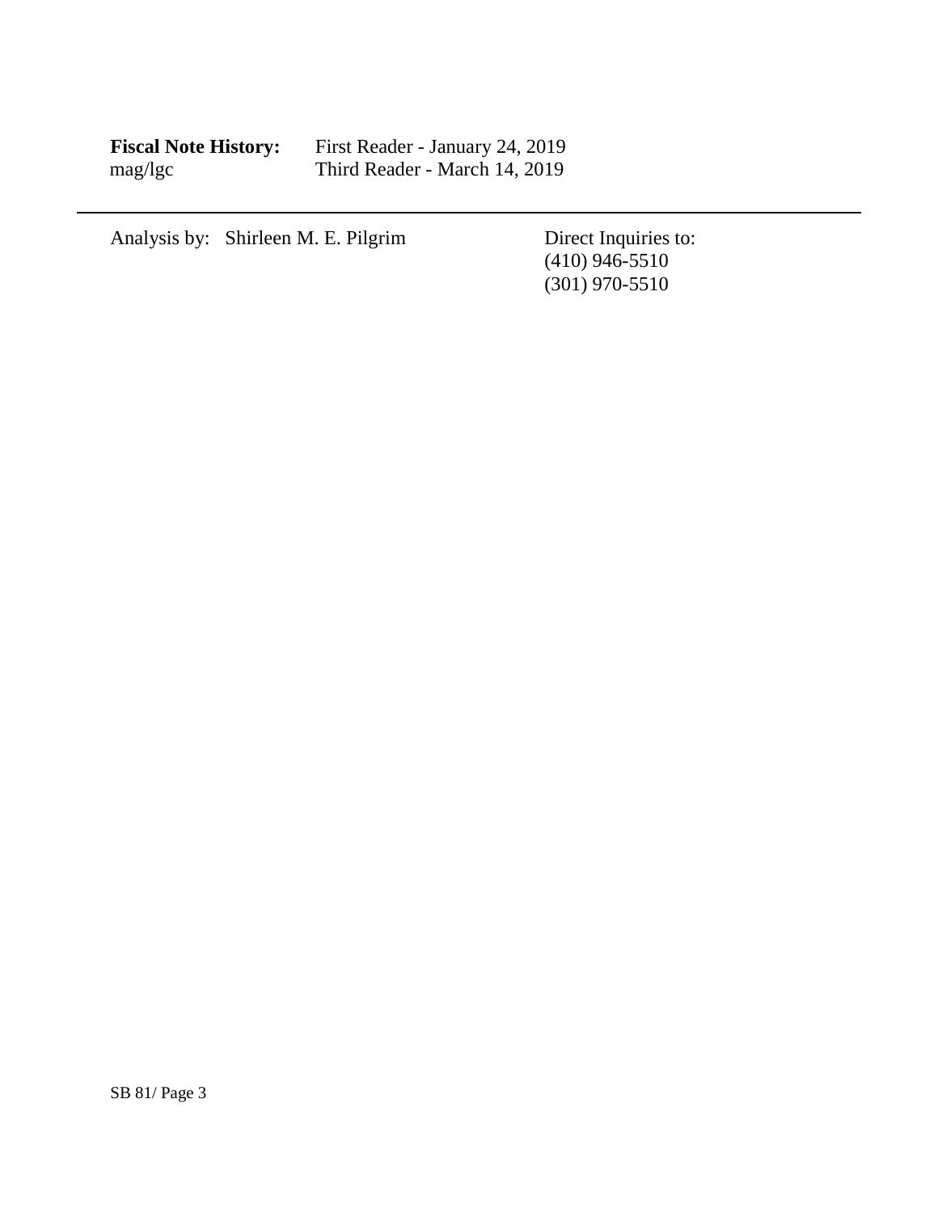**Fiscal Note History:** First Reader - January 24, 2019
mag/lgc Third Reader - March 14, 2019

---

Analysis by: Shirleen M. E. Pilgrim

Direct Inquiries to:
(410) 946-5510
(301) 970-5510